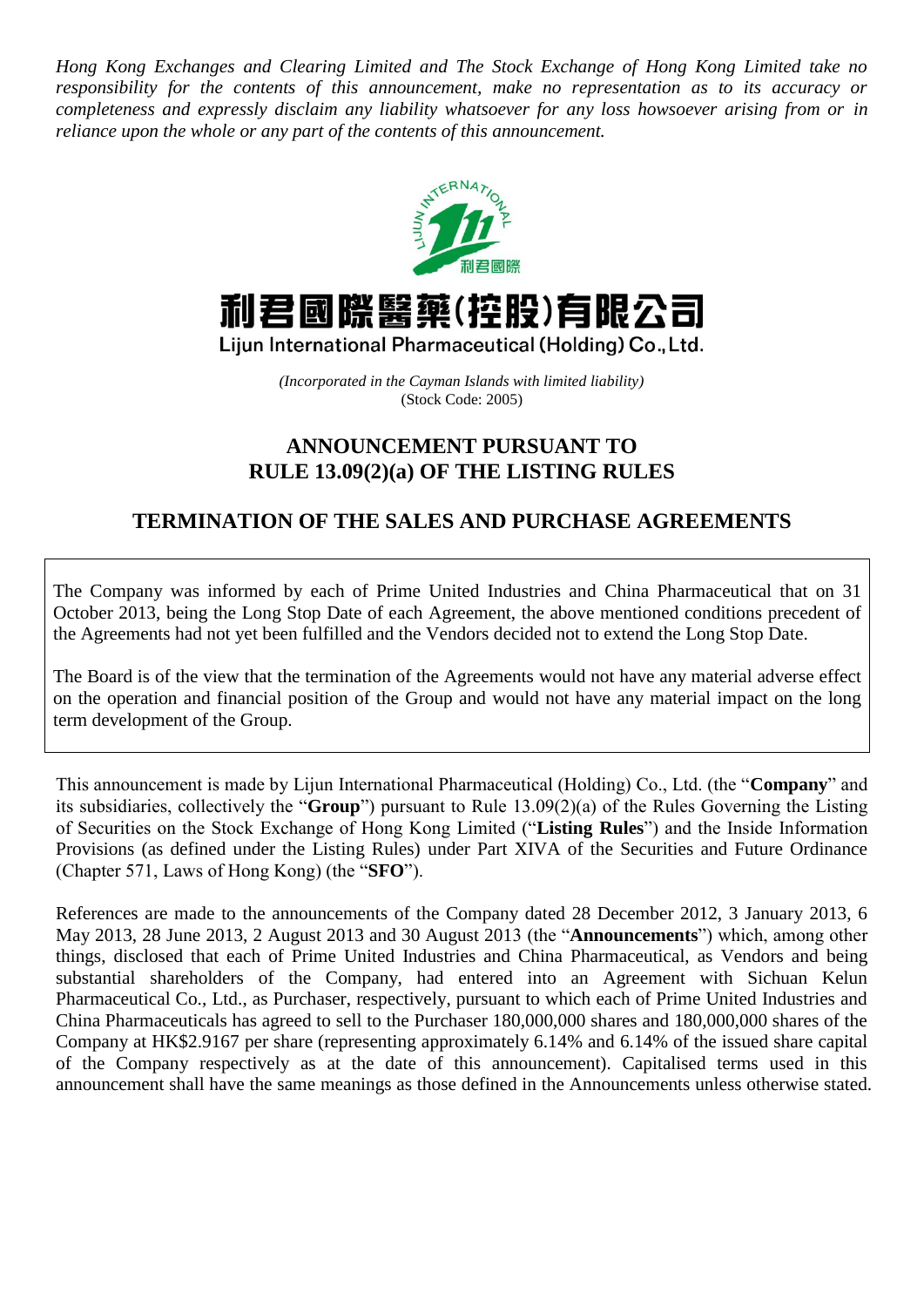*Hong Kong Exchanges and Clearing Limited and The Stock Exchange of Hong Kong Limited take no responsibility for the contents of this announcement, make no representation as to its accuracy or completeness and expressly disclaim any liability whatsoever for any loss howsoever arising from or in reliance upon the whole or any part of the contents of this announcement.*

# 利君國際醫藥(控股)有限公司

**Lijun International Pharmaceutical (Holding) Co., Ltd.**

*(Incorporated in the Cayman Islands with limited liability)*
(Stock Code: 2005)

## ANNOUNCEMENT PURSUANT TO RULE 13.09(2)(a) OF THE LISTING RULES

## TERMINATION OF THE SALES AND PURCHASE AGREEMENTS

The Company was informed by each of Prime United Industries and China Pharmaceutical that on 31 October 2013, being the Long Stop Date of each Agreement, the above mentioned conditions precedent of the Agreements had not yet been fulfilled and the Vendors decided not to extend the Long Stop Date.

The Board is of the view that the termination of the Agreements would not have any material adverse effect on the operation and financial position of the Group and would not have any material impact on the long term development of the Group.

This announcement is made by Lijun International Pharmaceutical (Holding) Co., Ltd. (the "**Company**" and its subsidiaries, collectively the "**Group**") pursuant to Rule 13.09(2)(a) of the Rules Governing the Listing of Securities on the Stock Exchange of Hong Kong Limited ("**Listing Rules**") and the Inside Information Provisions (as defined under the Listing Rules) under Part XIVA of the Securities and Future Ordinance (Chapter 571, Laws of Hong Kong) (the "**SFO**").

References are made to the announcements of the Company dated 28 December 2012, 3 January 2013, 6 May 2013, 28 June 2013, 2 August 2013 and 30 August 2013 (the "**Announcements**") which, among other things, disclosed that each of Prime United Industries and China Pharmaceutical, as Vendors and being substantial shareholders of the Company, had entered into an Agreement with Sichuan Kelun Pharmaceutical Co., Ltd., as Purchaser, respectively, pursuant to which each of Prime United Industries and China Pharmaceuticals has agreed to sell to the Purchaser 180,000,000 shares and 180,000,000 shares of the Company at HK$2.9167 per share (representing approximately 6.14% and 6.14% of the issued share capital of the Company respectively as at the date of this announcement). Capitalised terms used in this announcement shall have the same meanings as those defined in the Announcements unless otherwise stated.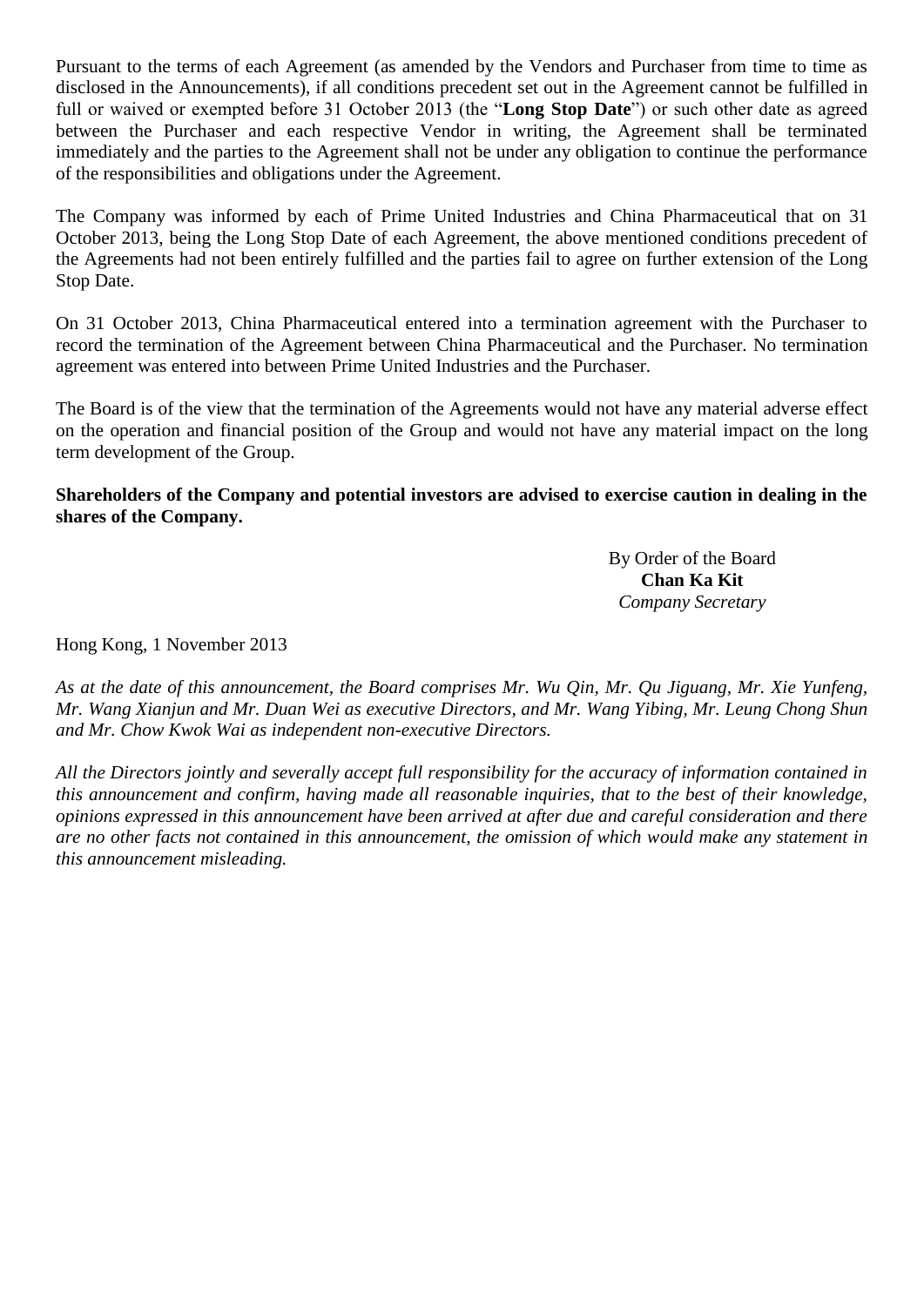Pursuant to the terms of each Agreement (as amended by the Vendors and Purchaser from time to time as disclosed in the Announcements), if all conditions precedent set out in the Agreement cannot be fulfilled in full or waived or exempted before 31 October 2013 (the "**Long Stop Date**") or such other date as agreed between the Purchaser and each respective Vendor in writing, the Agreement shall be terminated immediately and the parties to the Agreement shall not be under any obligation to continue the performance of the responsibilities and obligations under the Agreement.

The Company was informed by each of Prime United Industries and China Pharmaceutical that on 31 October 2013, being the Long Stop Date of each Agreement, the above mentioned conditions precedent of the Agreements had not been entirely fulfilled and the parties fail to agree on further extension of the Long Stop Date.

On 31 October 2013, China Pharmaceutical entered into a termination agreement with the Purchaser to record the termination of the Agreement between China Pharmaceutical and the Purchaser. No termination agreement was entered into between Prime United Industries and the Purchaser.

The Board is of the view that the termination of the Agreements would not have any material adverse effect on the operation and financial position of the Group and would not have any material impact on the long term development of the Group.

**Shareholders of the Company and potential investors are advised to exercise caution in dealing in the shares of the Company.**

By Order of the Board
**Chan Ka Kit**
*Company Secretary*

Hong Kong, 1 November 2013

*As at the date of this announcement, the Board comprises Mr. Wu Qin, Mr. Qu Jiguang, Mr. Xie Yunfeng, Mr. Wang Xianjun and Mr. Duan Wei as executive Directors, and Mr. Wang Yibing, Mr. Leung Chong Shun and Mr. Chow Kwok Wai as independent non-executive Directors.*

*All the Directors jointly and severally accept full responsibility for the accuracy of information contained in this announcement and confirm, having made all reasonable inquiries, that to the best of their knowledge, opinions expressed in this announcement have been arrived at after due and careful consideration and there are no other facts not contained in this announcement, the omission of which would make any statement in this announcement misleading.*